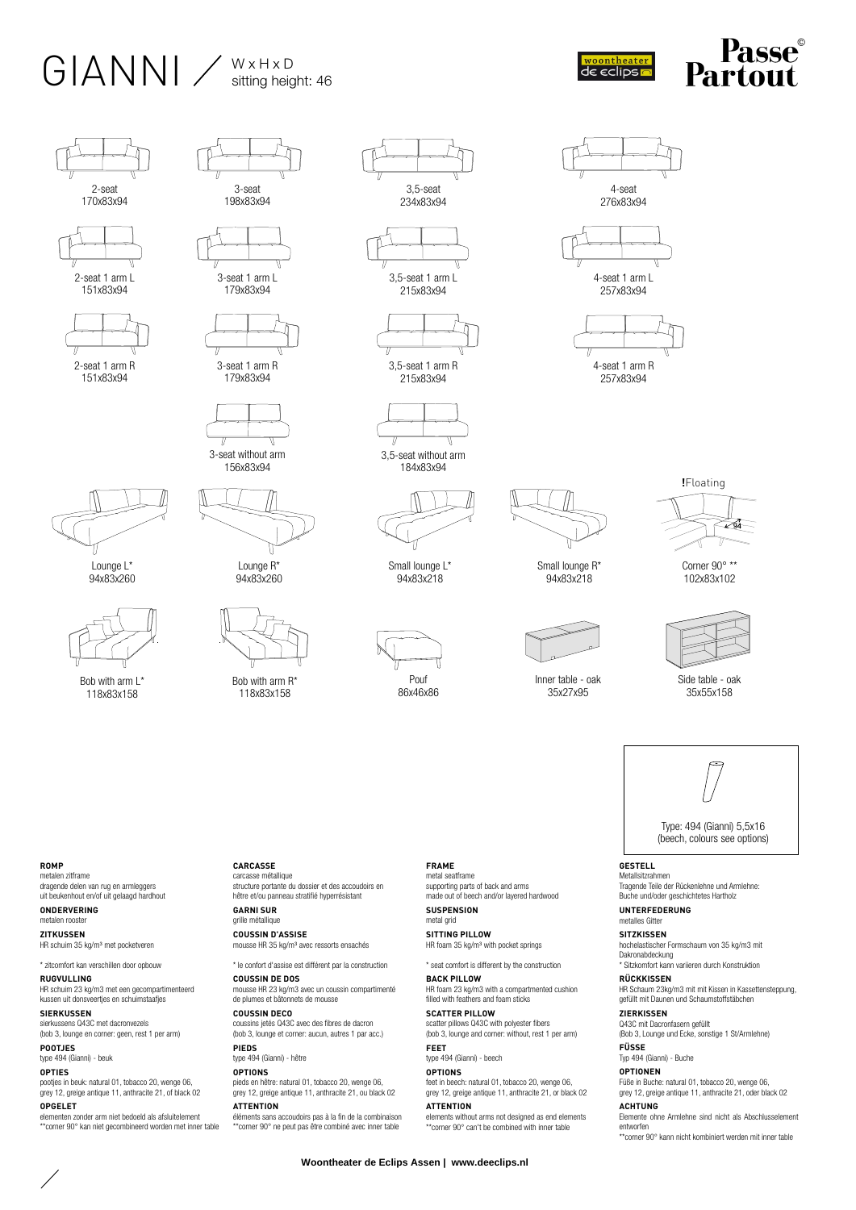# GIANNI / W x H x D sitting height: 46

woontheater de eclips

Passe© Partout

2-seat
170x83x94

3-seat
198x83x94

3,5-seat
234x83x94

4-seat
276x83x94

2-seat 1 arm L
151x83x94

3-seat 1 arm L
179x83x94

3,5-seat 1 arm L
215x83x94

4-seat 1 arm L
257x83x94

2-seat 1 arm R
151x83x94

3-seat 1 arm R
179x83x94

3,5-seat 1 arm R
215x83x94

4-seat 1 arm R
257x83x94

3-seat without arm
156x83x94

3,5-seat without arm
184x83x94

!Floating

Lounge L*
94x83x260

Lounge R*
94x83x260

Small lounge L*
94x83x218

Small lounge R*
94x83x218

Corner 90° **
102x83x102

Bob with arm L*
118x83x158

Bob with arm R*
118x83x158

Pouf
86x46x86

Inner table - oak
35x27x95

Side table - oak
35x55x158

Type: 494 (Gianni) 5,5x16
(beech, colours see options)

**ROMP**
metalen zitframe
dragende delen van rug en armleggers
uit beukenhout en/of uit gelaagd hardhout

**ONDERVERING**
metalen rooster

**ZITKUSSEN**
HR schuim 35 kg/m³ met pocketveren

* zitcomfort kan verschillen door opbouw

**RUGVULLING**
HR schuim 23 kg/m3 met een gecompartimenteerd kussen uit donsveertjes en schuimstaafjes

**SIERKUSSEN**
sierkussens Q43C met dacronvezels
(bob 3, lounge en corner: geen, rest 1 per arm)

**POOTJES**
type 494 (Gianni) - beuk

**OPTIES**
pootjes in beuk: natural 01, tobacco 20, wenge 06, grey 12, greige antique 11, anthracite 21, of black 02

**OPGELET**
elementen zonder arm niet bedoeld als afsluitelement
**corner 90° kan niet gecombineerd worden met inner table

**CARCASSE**
carcasse métallique
structure portante du dossier et des accoudoirs en hêtre et/ou panneau stratifié hyperrésistant

**GARNI SUR**
grille métallique

**COUSSIN D'ASSISE**
mousse HR 35 kg/m³ avec ressorts ensachés

* le confort d'assise est différent par la construction

**COUSSIN DE DOS**
mousse HR 23 kg/m3 avec un coussin compartimenté de plumes et bâtonnets de mousse

**COUSSIN DECO**
coussins jetés Q43C avec des fibres de dacron
(bob 3, lounge et corner: aucun, autres 1 par acc.)

**PIEDS**
type 494 (Gianni) - hêtre

**OPTIONS**
pieds en hêtre: natural 01, tobacco 20, wenge 06, grey 12, greige antique 11, anthracite 21, ou black 02

**ATTENTION**
éléments sans accoudoirs pas à la fin de la combinaison
**corner 90° ne peut pas être combiné avec inner table

**FRAME**
metal seatframe
supporting parts of back and arms
made out of beech and/or layered hardwood

**SUSPENSION**
metal grid

**SITTING PILLOW**
HR foam 35 kg/m³ with pocket springs

* seat comfort is different by the construction

**BACK PILLOW**
HR foam 23 kg/m3 with a compartmented cushion filled with feathers and foam sticks

**SCATTER PILLOW**
scatter pillows Q43C with polyester fibers
(bob 3, lounge and corner: without, rest 1 per arm)

**FEET**
type 494 (Gianni) - beech

**OPTIONS**
feet in beech: natural 01, tobacco 20, wenge 06, grey 12, greige antique 11, anthracite 21, or black 02

**ATTENTION**
elements without arms not designed as end elements
**corner 90° can't be combined with inner table

**GESTELL**
Metallsitzrahmen
Tragende Teile der Rückenlehne und Armlehne: Buche und/oder geschichtetes Hartholz

**UNTERFEDERUNG**
metalles Gitter

**SITZKISSEN**
hochelastischer Formschaum von 35 kg/m3 mit Dakronabdeckung
* Sitzkomfort kann variieren durch Konstruktion

**RÜCKKISSEN**
HR Schaum 23kg/m3 mit mit Kissen in Kassettensteppung, gefüllt mit Daunen und Schaumstoffstäbchen

**ZIERKISSEN**
Q43C mit Dacronfasern gefüllt
(Bob 3, Lounge und Ecke, sonstige 1 St/Armlehne)

**FÜSSE**
Typ 494 (Gianni) - Buche

**OPTIONEN**
Füße in Buche: natural 01, tobacco 20, wenge 06, grey 12, greige antique 11, anthracite 21, oder black 02

**ACHTUNG**
Elemente ohne Armlehne sind nicht als Abschlusselement entworfen
**corner 90° kann nicht kombiniert werden mit inner table

Woontheater de Eclips Assen | www.deeclips.nl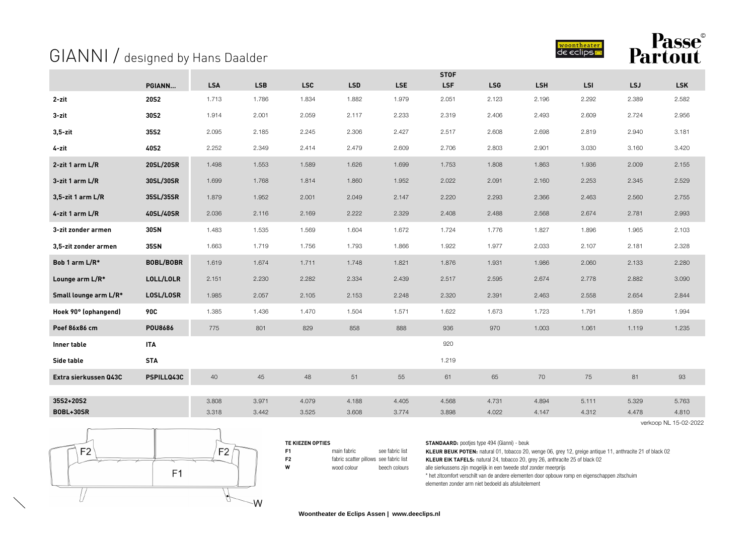# GIANNI / designed by Hans Daalder

| | | STOF | | | | | | | | | | |
|---|---|---|---|---|---|---|---|---|---|---|---|---|
| | **PGIANN...** | **LSA** | **LSB** | **LSC** | **LSD** | **LSE** | **LSF** | **LSG** | **LSH** | **LSI** | **LSJ** | **LSK** |
| **2-zit** | **20S2** | 1.713 | 1.786 | 1.834 | 1.882 | 1.979 | 2.051 | 2.123 | 2.196 | 2.292 | 2.389 | 2.582 |
| **3-zit** | **30S2** | 1.914 | 2.001 | 2.059 | 2.117 | 2.233 | 2.319 | 2.406 | 2.493 | 2.609 | 2.724 | 2.956 |
| **3,5-zit** | **35S2** | 2.095 | 2.185 | 2.245 | 2.306 | 2.427 | 2.517 | 2.608 | 2.698 | 2.819 | 2.940 | 3.181 |
| **4-zit** | **40S2** | 2.252 | 2.349 | 2.414 | 2.479 | 2.609 | 2.706 | 2.803 | 2.901 | 3.030 | 3.160 | 3.420 |
| **2-zit 1 arm L/R** | **20SL/20SR** | 1.498 | 1.553 | 1.589 | 1.626 | 1.699 | 1.753 | 1.808 | 1.863 | 1.936 | 2.009 | 2.155 |
| **3-zit 1 arm L/R** | **30SL/30SR** | 1.699 | 1.768 | 1.814 | 1.860 | 1.952 | 2.022 | 2.091 | 2.160 | 2.253 | 2.345 | 2.529 |
| **3,5-zit 1 arm L/R** | **35SL/35SR** | 1.879 | 1.952 | 2.001 | 2.049 | 2.147 | 2.220 | 2.293 | 2.366 | 2.463 | 2.560 | 2.755 |
| **4-zit 1 arm L/R** | **40SL/40SR** | 2.036 | 2.116 | 2.169 | 2.222 | 2.329 | 2.408 | 2.488 | 2.568 | 2.674 | 2.781 | 2.993 |
| **3-zit zonder armen** | **30SN** | 1.483 | 1.535 | 1.569 | 1.604 | 1.672 | 1.724 | 1.776 | 1.827 | 1.896 | 1.965 | 2.103 |
| **3,5-zit zonder armen** | **35SN** | 1.663 | 1.719 | 1.756 | 1.793 | 1.866 | 1.922 | 1.977 | 2.033 | 2.107 | 2.181 | 2.328 |
| **Bob 1 arm L/R*** | **BOBL/BOBR** | 1.619 | 1.674 | 1.711 | 1.748 | 1.821 | 1.876 | 1.931 | 1.986 | 2.060 | 2.133 | 2.280 |
| **Lounge arm L/R*** | **LOLL/LOLR** | 2.151 | 2.230 | 2.282 | 2.334 | 2.439 | 2.517 | 2.595 | 2.674 | 2.778 | 2.882 | 3.090 |
| **Small lounge arm L/R*** | **LOSL/LOSR** | 1.985 | 2.057 | 2.105 | 2.153 | 2.248 | 2.320 | 2.391 | 2.463 | 2.558 | 2.654 | 2.844 |
| **Hoek 90° (ophangend)** | **90C** | 1.385 | 1.436 | 1.470 | 1.504 | 1.571 | 1.622 | 1.673 | 1.723 | 1.791 | 1.859 | 1.994 |
| **Poef 86x86 cm** | **POU8686** | 775 | 801 | 829 | 858 | 888 | 936 | 970 | 1.003 | 1.061 | 1.119 | 1.235 |
| **Inner table** | **ITA** | | | | | | 920 | | | | | |
| **Side table** | **STA** | | | | | | 1.219 | | | | | |
| **Extra sierkussen Q43C** | **PSPILLQ43C** | 40 | 45 | 48 | 51 | 55 | 61 | 65 | 70 | 75 | 81 | 93 |
| **35S2+20S2** | | 3.808 | 3.971 | 4.079 | 4.188 | 4.405 | 4.568 | 4.731 | 4.894 | 5.111 | 5.329 | 5.763 |
| **BOBL+30SR** | | 3.318 | 3.442 | 3.525 | 3.608 | 3.774 | 3.898 | 4.022 | 4.147 | 4.312 | 4.478 | 4.810 |

verkoop NL 15-02-2022

F2 F2 F1 W

**TE KIEZEN OPTIES**

| | | |
|---|---|---|
| **F1** | main fabric | see fabric list |
| **F2** | fabric scatter pillows | see fabric list |
| **W** | wood colour | beech colours |

**STANDAARD:** pootjes type 494 (Gianni) - beuk
**KLEUR BEUK POTEN:** natural 01, tobacco 20, wenge 06, grey 12, greige antique 11, anthracite 21 of black 02
**KLEUR EIK TAFELS:** natural 24, tobacco 20, grey 26, anthracite 25 of black 02
alle sierkussens zijn mogelijk in een tweede stof zonder meerprijs
* het zitcomfort verschilt van de andere elementen door opbouw romp en eigenschappen zitschuim
elementen zonder arm niet bedoeld als afsluitelement

**Woontheater de Eclips Assen | www.deeclips.nl**